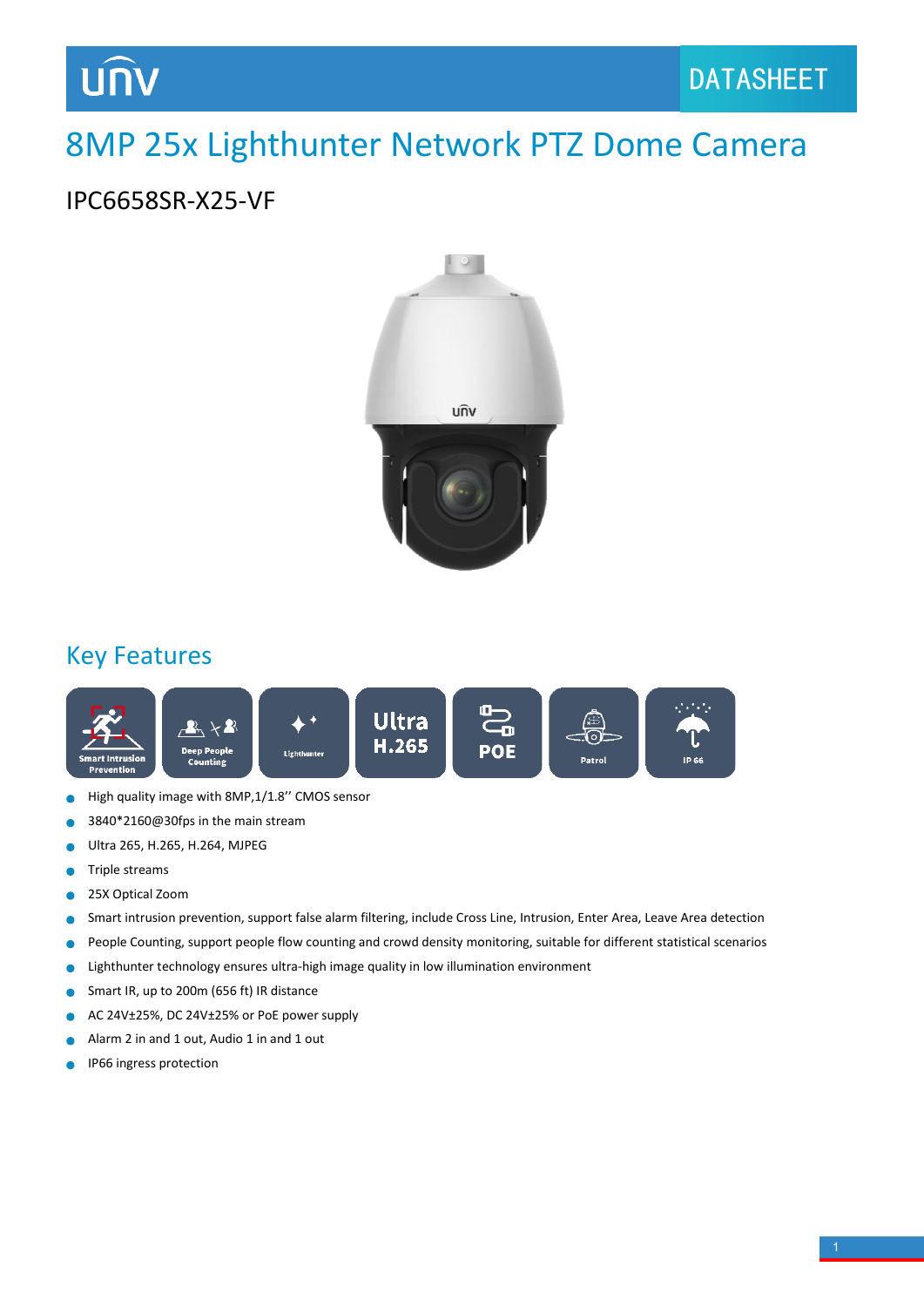# 8MP 25x Lighthunter Network PTZ Dome Camera

## IPC6658SR-X25-VF

## Key Features

Smart Intrusion Prevention | Deep People Counting | Lighthunter | Ultra H.265 | POE | Patrol | IP 66

- High quality image with 8MP,1/1.8'' CMOS sensor
- 3840*2160@30fps in the main stream
- Ultra 265, H.265, H.264, MJPEG
- Triple streams
- 25X Optical Zoom
- Smart intrusion prevention, support false alarm filtering, include Cross Line, Intrusion, Enter Area, Leave Area detection
- People Counting, support people flow counting and crowd density monitoring, suitable for different statistical scenarios
- Lighthunter technology ensures ultra-high image quality in low illumination environment
- Smart IR, up to 200m (656 ft) IR distance
- AC 24V±25%, DC 24V±25% or PoE power supply
- Alarm 2 in and 1 out, Audio 1 in and 1 out
- IP66 ingress protection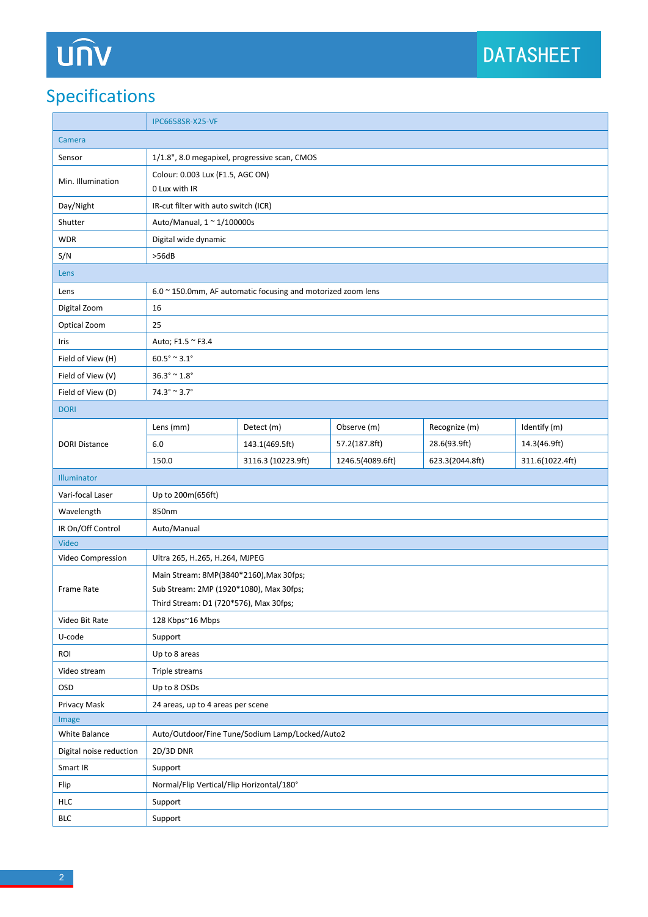## Specifications

| | IPC6658SR-X25-VF | | | | |
|---|---|---|---|---|---|
| **Camera** | | | | | |
| Sensor | 1/1.8", 8.0 megapixel, progressive scan, CMOS | | | | |
| Min. Illumination | Colour: 0.003 Lux (F1.5, AGC ON)<br>0 Lux with IR | | | | |
| Day/Night | IR-cut filter with auto switch (ICR) | | | | |
| Shutter | Auto/Manual, 1 ~ 1/100000s | | | | |
| WDR | Digital wide dynamic | | | | |
| S/N | >56dB | | | | |
| **Lens** | | | | | |
| Lens | 6.0 ~ 150.0mm, AF automatic focusing and motorized zoom lens | | | | |
| Digital Zoom | 16 | | | | |
| Optical Zoom | 25 | | | | |
| Iris | Auto; F1.5 ~ F3.4 | | | | |
| Field of View (H) | 60.5° ~ 3.1° | | | | |
| Field of View (V) | 36.3° ~ 1.8° | | | | |
| Field of View (D) | 74.3° ~ 3.7° | | | | |
| **DORI** | | | | | |
| DORI Distance | Lens (mm) | Detect (m) | Observe (m) | Recognize (m) | Identify (m) |
| | 6.0 | 143.1(469.5ft) | 57.2(187.8ft) | 28.6(93.9ft) | 14.3(46.9ft) |
| | 150.0 | 3116.3 (10223.9ft) | 1246.5(4089.6ft) | 623.3(2044.8ft) | 311.6(1022.4ft) |
| **Illuminator** | | | | | |
| Vari-focal Laser | Up to 200m(656ft) | | | | |
| Wavelength | 850nm | | | | |
| IR On/Off Control | Auto/Manual | | | | |
| **Video** | | | | | |
| Video Compression | Ultra 265, H.265, H.264, MJPEG | | | | |
| Frame Rate | Main Stream: 8MP(3840*2160),Max 30fps;<br>Sub Stream: 2MP (1920*1080), Max 30fps;<br>Third Stream: D1 (720*576), Max 30fps; | | | | |
| Video Bit Rate | 128 Kbps~16 Mbps | | | | |
| U-code | Support | | | | |
| ROI | Up to 8 areas | | | | |
| Video stream | Triple streams | | | | |
| OSD | Up to 8 OSDs | | | | |
| Privacy Mask | 24 areas, up to 4 areas per scene | | | | |
| **Image** | | | | | |
| White Balance | Auto/Outdoor/Fine Tune/Sodium Lamp/Locked/Auto2 | | | | |
| Digital noise reduction | 2D/3D DNR | | | | |
| Smart IR | Support | | | | |
| Flip | Normal/Flip Vertical/Flip Horizontal/180° | | | | |
| HLC | Support | | | | |
| BLC | Support | | | | |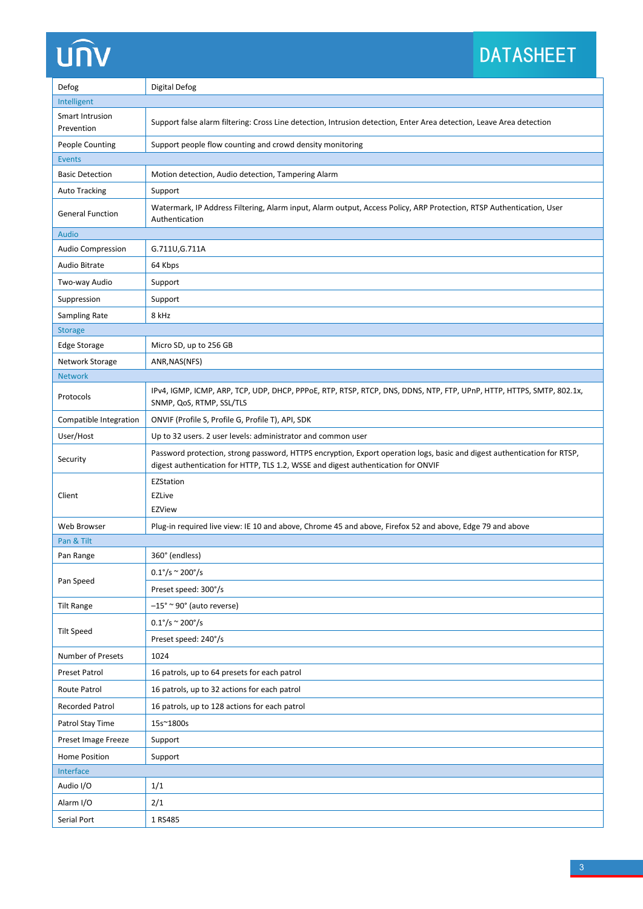| | |
|---|---|
| Defog | Digital Defog |
| **Intelligent** | |
| Smart Intrusion Prevention | Support false alarm filtering: Cross Line detection, Intrusion detection, Enter Area detection, Leave Area detection |
| People Counting | Support people flow counting and crowd density monitoring |
| **Events** | |
| Basic Detection | Motion detection, Audio detection, Tampering Alarm |
| Auto Tracking | Support |
| General Function | Watermark, IP Address Filtering, Alarm input, Alarm output, Access Policy, ARP Protection, RTSP Authentication, User Authentication |
| **Audio** | |
| Audio Compression | G.711U,G.711A |
| Audio Bitrate | 64 Kbps |
| Two-way Audio | Support |
| Suppression | Support |
| Sampling Rate | 8 kHz |
| **Storage** | |
| Edge Storage | Micro SD, up to 256 GB |
| Network Storage | ANR,NAS(NFS) |
| **Network** | |
| Protocols | IPv4, IGMP, ICMP, ARP, TCP, UDP, DHCP, PPPoE, RTP, RTSP, RTCP, DNS, DDNS, NTP, FTP, UPnP, HTTP, HTTPS, SMTP, 802.1x, SNMP, QoS, RTMP, SSL/TLS |
| Compatible Integration | ONVIF (Profile S, Profile G, Profile T), API, SDK |
| User/Host | Up to 32 users. 2 user levels: administrator and common user |
| Security | Password protection, strong password, HTTPS encryption, Export operation logs, basic and digest authentication for RTSP, digest authentication for HTTP, TLS 1.2, WSSE and digest authentication for ONVIF |
| Client | EZStation<br>EZLive<br>EZView |
| Web Browser | Plug-in required live view: IE 10 and above, Chrome 45 and above, Firefox 52 and above, Edge 79 and above |
| **Pan & Tilt** | |
| Pan Range | 360° (endless) |
| Pan Speed | 0.1°/s ~ 200°/s |
| | Preset speed: 300°/s |
| Tilt Range | –15° ~ 90° (auto reverse) |
| Tilt Speed | 0.1°/s ~ 200°/s |
| | Preset speed: 240°/s |
| Number of Presets | 1024 |
| Preset Patrol | 16 patrols, up to 64 presets for each patrol |
| Route Patrol | 16 patrols, up to 32 actions for each patrol |
| Recorded Patrol | 16 patrols, up to 128 actions for each patrol |
| Patrol Stay Time | 15s~1800s |
| Preset Image Freeze | Support |
| Home Position | Support |
| **Interface** | |
| Audio I/O | 1/1 |
| Alarm I/O | 2/1 |
| Serial Port | 1 RS485 |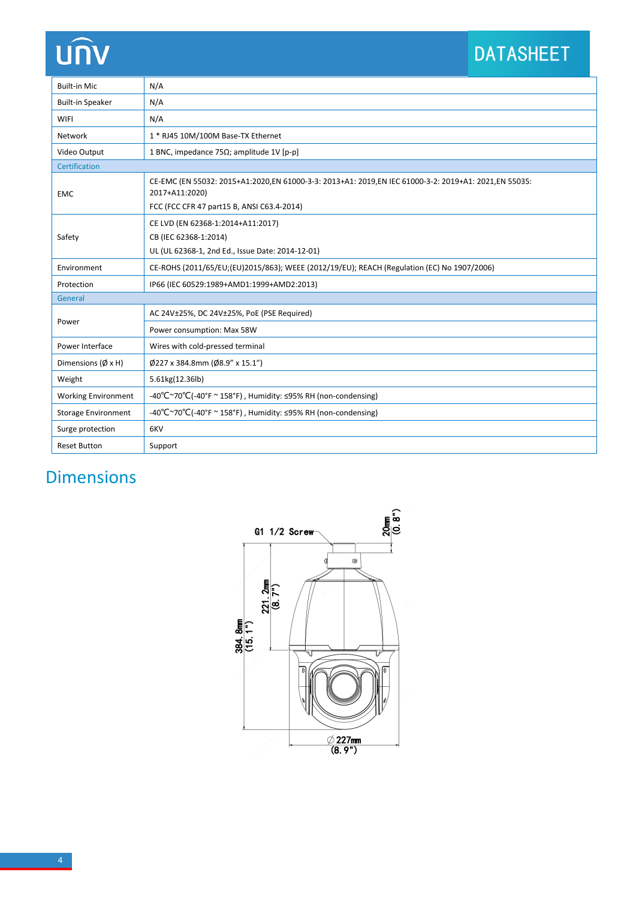| Built-in Mic | N/A |
|---|---|
| Built-in Speaker | N/A |
| WIFI | N/A |
| Network | 1 * RJ45 10M/100M Base-TX Ethernet |
| Video Output | 1 BNC, impedance 75Ω; amplitude 1V [p-p] |
| **Certification** | |
| EMC | CE-EMC (EN 55032: 2015+A1:2020,EN 61000-3-3: 2013+A1: 2019,EN IEC 61000-3-2: 2019+A1: 2021,EN 55035: 2017+A11:2020)<br>FCC (FCC CFR 47 part15 B, ANSI C63.4-2014) |
| Safety | CE LVD (EN 62368-1:2014+A11:2017)<br>CB (IEC 62368-1:2014)<br>UL (UL 62368-1, 2nd Ed., Issue Date: 2014-12-01) |
| Environment | CE-ROHS (2011/65/EU;(EU)2015/863); WEEE (2012/19/EU); REACH (Regulation (EC) No 1907/2006) |
| Protection | IP66 (IEC 60529:1989+AMD1:1999+AMD2:2013) |
| **General** | |
| Power | AC 24V±25%, DC 24V±25%, PoE (PSE Required)<br>Power consumption: Max 58W |
| Power Interface | Wires with cold-pressed terminal |
| Dimensions (Ø x H) | Ø227 x 384.8mm (Ø8.9" x 15.1") |
| Weight | 5.61kg(12.36lb) |
| Working Environment | -40℃~70℃(-40°F ~ 158°F) , Humidity: ≤95% RH (non-condensing) |
| Storage Environment | -40℃~70℃(-40°F ~ 158°F) , Humidity: ≤95% RH (non-condensing) |
| Surge protection | 6KV |
| Reset Button | Support |

## Dimensions

G1 1/2 Screw

20mm (0.8")

221.2mm (8.7")

384.8mm (15.1")

Ø227mm (8.9")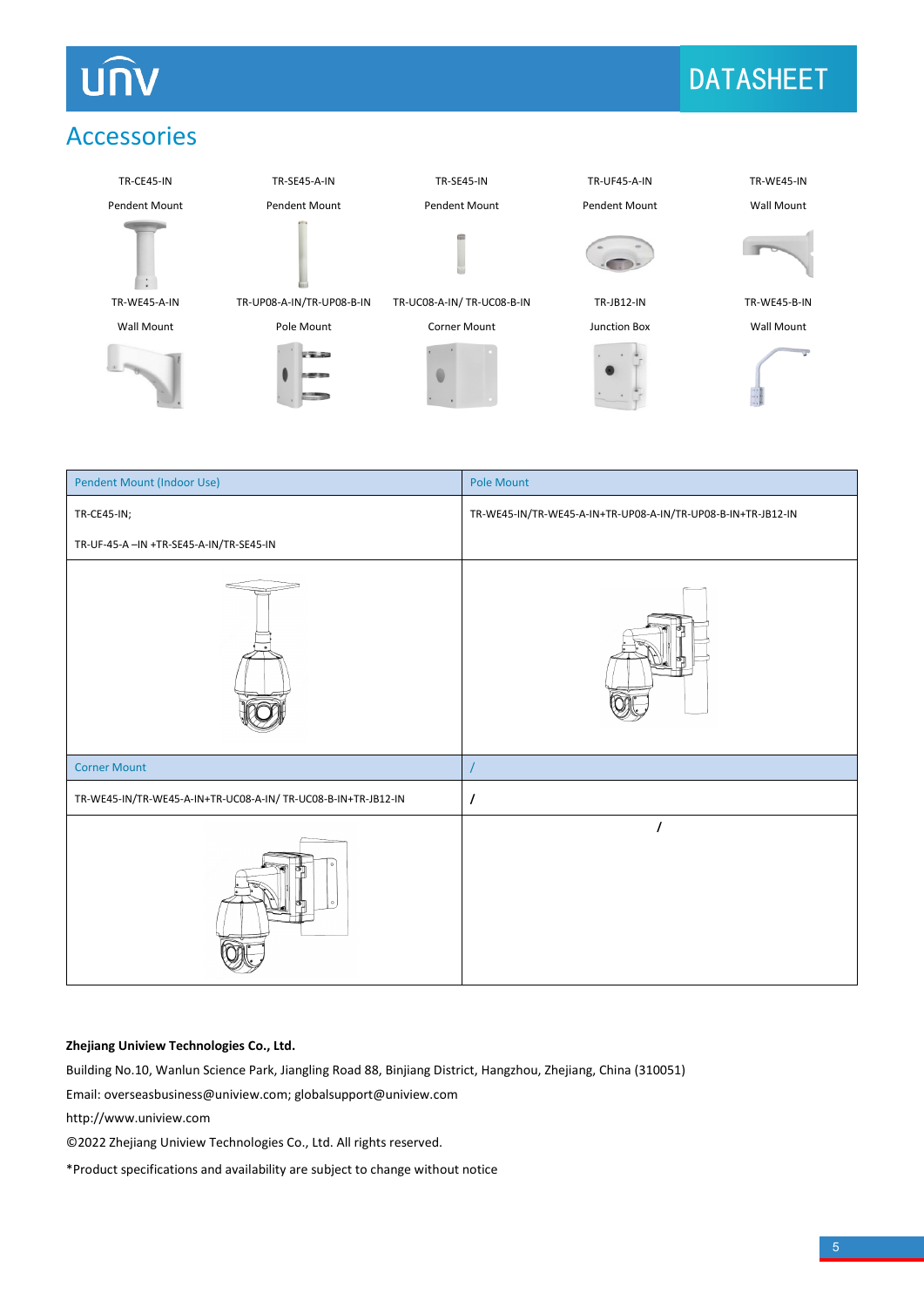## Accessories

| | | | | |
|---|---|---|---|---|
| TR-CE45-IN<br>Pendent Mount | TR-SE45-A-IN<br>Pendent Mount | TR-SE45-IN<br>Pendent Mount | TR-UF45-A-IN<br>Pendent Mount | TR-WE45-IN<br>Wall Mount |
| TR-WE45-A-IN<br>Wall Mount | TR-UP08-A-IN/TR-UP08-B-IN<br>Pole Mount | TR-UC08-A-IN/ TR-UC08-B-IN<br>Corner Mount | TR-JB12-IN<br>Junction Box | TR-WE45-B-IN<br>Wall Mount |

| Pendent Mount (Indoor Use) | Pole Mount |
|---|---|
| TR-CE45-IN;<br>TR-UF-45-A –IN +TR-SE45-A-IN/TR-SE45-IN | TR-WE45-IN/TR-WE45-A-IN+TR-UP08-A-IN/TR-UP08-B-IN+TR-JB12-IN |
| | |
| **Corner Mount** | **/** |
| TR-WE45-IN/TR-WE45-A-IN+TR-UC08-A-IN/ TR-UC08-B-IN+TR-JB12-IN | / |
| | / |

**Zhejiang Uniview Technologies Co., Ltd.**

Building No.10, Wanlun Science Park, Jiangling Road 88, Binjiang District, Hangzhou, Zhejiang, China (310051)

Email: overseasbusiness@uniview.com; globalsupport@uniview.com

http://www.uniview.com

©2022 Zhejiang Uniview Technologies Co., Ltd. All rights reserved.

*Product specifications and availability are subject to change without notice